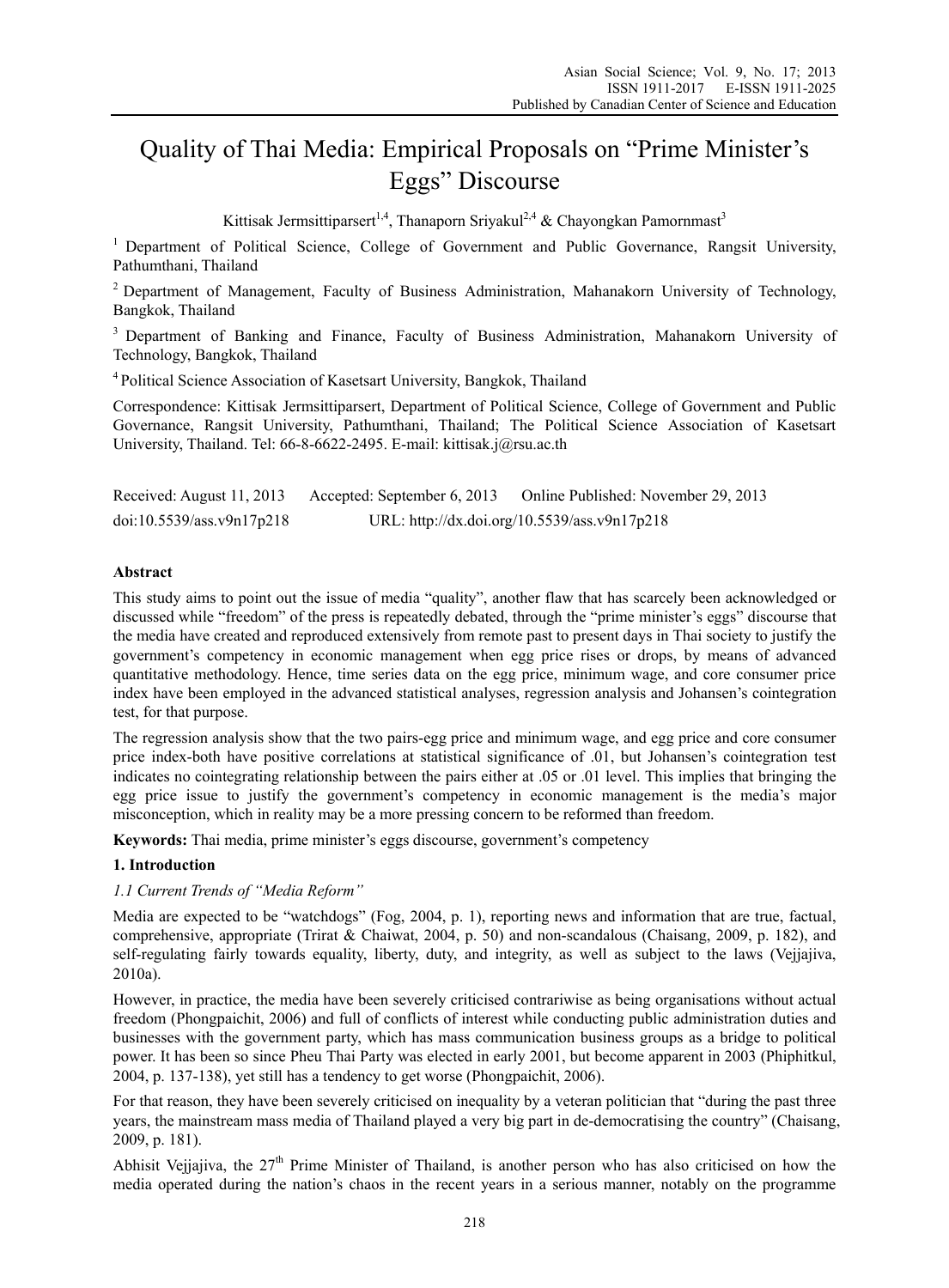# Quality of Thai Media: Empirical Proposals on "Prime Minister's Eggs" Discourse

Kittisak Jermsittiparsert[1,4], Thanaporn Sriyakul[2,4] & Chayongkan Pamornmast[3]

[1] Department of Political Science, College of Government and Public Governance, Rangsit University, Pathumthani, Thailand

[2] Department of Management, Faculty of Business Administration, Mahanakorn University of Technology, Bangkok, Thailand

[3] Department of Banking and Finance, Faculty of Business Administration, Mahanakorn University of Technology, Bangkok, Thailand

[4] Political Science Association of Kasetsart University, Bangkok, Thailand

Correspondence: Kittisak Jermsittiparsert, Department of Political Science, College of Government and Public Governance, Rangsit University, Pathumthani, Thailand; The Political Science Association of Kasetsart University, Thailand. Tel: 66-8-6622-2495. E-mail: kittisak.j@rsu.ac.th

Received: August 11, 2013 Accepted: September 6, 2013 Online Published: November 29, 2013

doi:10.5539/ass.v9n17p218 URL: http://dx.doi.org/10.5539/ass.v9n17p218

## Abstract

This study aims to point out the issue of media "quality", another flaw that has scarcely been acknowledged or discussed while "freedom" of the press is repeatedly debated, through the "prime minister's eggs" discourse that the media have created and reproduced extensively from remote past to present days in Thai society to justify the government's competency in economic management when egg price rises or drops, by means of advanced quantitative methodology. Hence, time series data on the egg price, minimum wage, and core consumer price index have been employed in the advanced statistical analyses, regression analysis and Johansen's cointegration test, for that purpose.

The regression analysis show that the two pairs-egg price and minimum wage, and egg price and core consumer price index-both have positive correlations at statistical significance of .01, but Johansen's cointegration test indicates no cointegrating relationship between the pairs either at .05 or .01 level. This implies that bringing the egg price issue to justify the government's competency in economic management is the media's major misconception, which in reality may be a more pressing concern to be reformed than freedom.

**Keywords:** Thai media, prime minister's eggs discourse, government's competency

## 1. Introduction

### *1.1 Current Trends of "Media Reform"*

Media are expected to be "watchdogs" (Fog, 2004, p. 1), reporting news and information that are true, factual, comprehensive, appropriate (Trirat & Chaiwat, 2004, p. 50) and non-scandalous (Chaisang, 2009, p. 182), and self-regulating fairly towards equality, liberty, duty, and integrity, as well as subject to the laws (Vejjajiva, 2010a).

However, in practice, the media have been severely criticised contrariwise as being organisations without actual freedom (Phongpaichit, 2006) and full of conflicts of interest while conducting public administration duties and businesses with the government party, which has mass communication business groups as a bridge to political power. It has been so since Pheu Thai Party was elected in early 2001, but become apparent in 2003 (Phiphitkul, 2004, p. 137-138), yet still has a tendency to get worse (Phongpaichit, 2006).

For that reason, they have been severely criticised on inequality by a veteran politician that "during the past three years, the mainstream mass media of Thailand played a very big part in de-democratising the country" (Chaisang, 2009, p. 181).

Abhisit Vejjajiva, the 27th Prime Minister of Thailand, is another person who has also criticised on how the media operated during the nation's chaos in the recent years in a serious manner, notably on the programme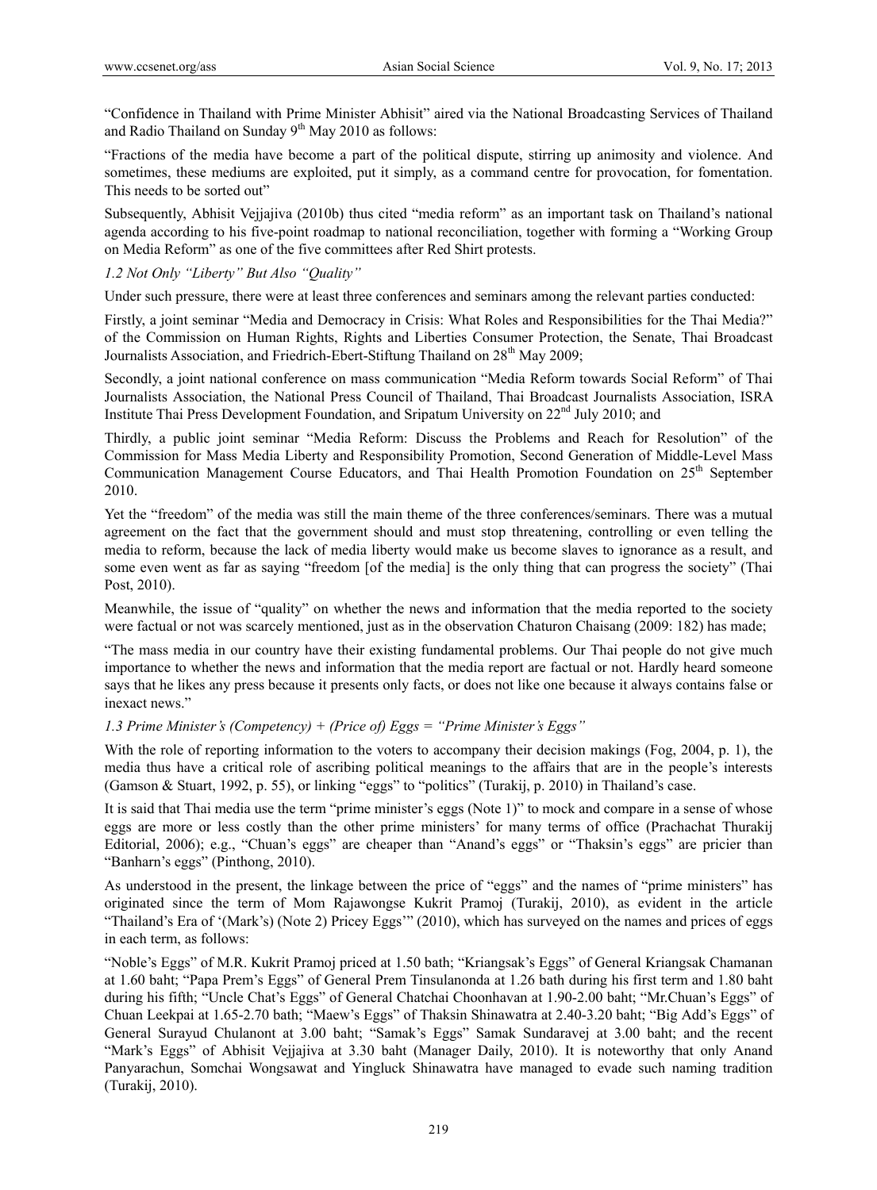"Confidence in Thailand with Prime Minister Abhisit" aired via the National Broadcasting Services of Thailand and Radio Thailand on Sunday 9th May 2010 as follows:

"Fractions of the media have become a part of the political dispute, stirring up animosity and violence. And sometimes, these mediums are exploited, put it simply, as a command centre for provocation, for fomentation. This needs to be sorted out"

Subsequently, Abhisit Vejjajiva (2010b) thus cited "media reform" as an important task on Thailand's national agenda according to his five-point roadmap to national reconciliation, together with forming a "Working Group on Media Reform" as one of the five committees after Red Shirt protests.

### *1.2 Not Only "Liberty" But Also "Quality"*

Under such pressure, there were at least three conferences and seminars among the relevant parties conducted:

Firstly, a joint seminar "Media and Democracy in Crisis: What Roles and Responsibilities for the Thai Media?" of the Commission on Human Rights, Rights and Liberties Consumer Protection, the Senate, Thai Broadcast Journalists Association, and Friedrich-Ebert-Stiftung Thailand on 28th May 2009;

Secondly, a joint national conference on mass communication "Media Reform towards Social Reform" of Thai Journalists Association, the National Press Council of Thailand, Thai Broadcast Journalists Association, ISRA Institute Thai Press Development Foundation, and Sripatum University on 22nd July 2010; and

Thirdly, a public joint seminar "Media Reform: Discuss the Problems and Reach for Resolution" of the Commission for Mass Media Liberty and Responsibility Promotion, Second Generation of Middle-Level Mass Communication Management Course Educators, and Thai Health Promotion Foundation on 25th September 2010.

Yet the "freedom" of the media was still the main theme of the three conferences/seminars. There was a mutual agreement on the fact that the government should and must stop threatening, controlling or even telling the media to reform, because the lack of media liberty would make us become slaves to ignorance as a result, and some even went as far as saying "freedom [of the media] is the only thing that can progress the society" (Thai Post, 2010).

Meanwhile, the issue of "quality" on whether the news and information that the media reported to the society were factual or not was scarcely mentioned, just as in the observation Chaturon Chaisang (2009: 182) has made;

"The mass media in our country have their existing fundamental problems. Our Thai people do not give much importance to whether the news and information that the media report are factual or not. Hardly heard someone says that he likes any press because it presents only facts, or does not like one because it always contains false or inexact news."

### *1.3 Prime Minister's (Competency) + (Price of) Eggs = "Prime Minister's Eggs"*

With the role of reporting information to the voters to accompany their decision makings (Fog, 2004, p. 1), the media thus have a critical role of ascribing political meanings to the affairs that are in the people's interests (Gamson & Stuart, 1992, p. 55), or linking "eggs" to "politics" (Turakij, p. 2010) in Thailand's case.

It is said that Thai media use the term "prime minister's eggs (Note 1)" to mock and compare in a sense of whose eggs are more or less costly than the other prime ministers' for many terms of office (Prachachat Thurakij Editorial, 2006); e.g., "Chuan's eggs" are cheaper than "Anand's eggs" or "Thaksin's eggs" are pricier than "Banharn's eggs" (Pinthong, 2010).

As understood in the present, the linkage between the price of "eggs" and the names of "prime ministers" has originated since the term of Mom Rajawongse Kukrit Pramoj (Turakij, 2010), as evident in the article "Thailand's Era of '(Mark's) (Note 2) Pricey Eggs'" (2010), which has surveyed on the names and prices of eggs in each term, as follows:

"Noble's Eggs" of M.R. Kukrit Pramoj priced at 1.50 bath; "Kriangsak's Eggs" of General Kriangsak Chamanan at 1.60 baht; "Papa Prem's Eggs" of General Prem Tinsulanonda at 1.26 bath during his first term and 1.80 baht during his fifth; "Uncle Chat's Eggs" of General Chatchai Choonhavan at 1.90-2.00 baht; "Mr.Chuan's Eggs" of Chuan Leekpai at 1.65-2.70 bath; "Maew's Eggs" of Thaksin Shinawatra at 2.40-3.20 baht; "Big Add's Eggs" of General Surayud Chulanont at 3.00 baht; "Samak's Eggs" Samak Sundaravej at 3.00 baht; and the recent "Mark's Eggs" of Abhisit Vejjajiva at 3.30 baht (Manager Daily, 2010). It is noteworthy that only Anand Panyarachun, Somchai Wongsawat and Yingluck Shinawatra have managed to evade such naming tradition (Turakij, 2010).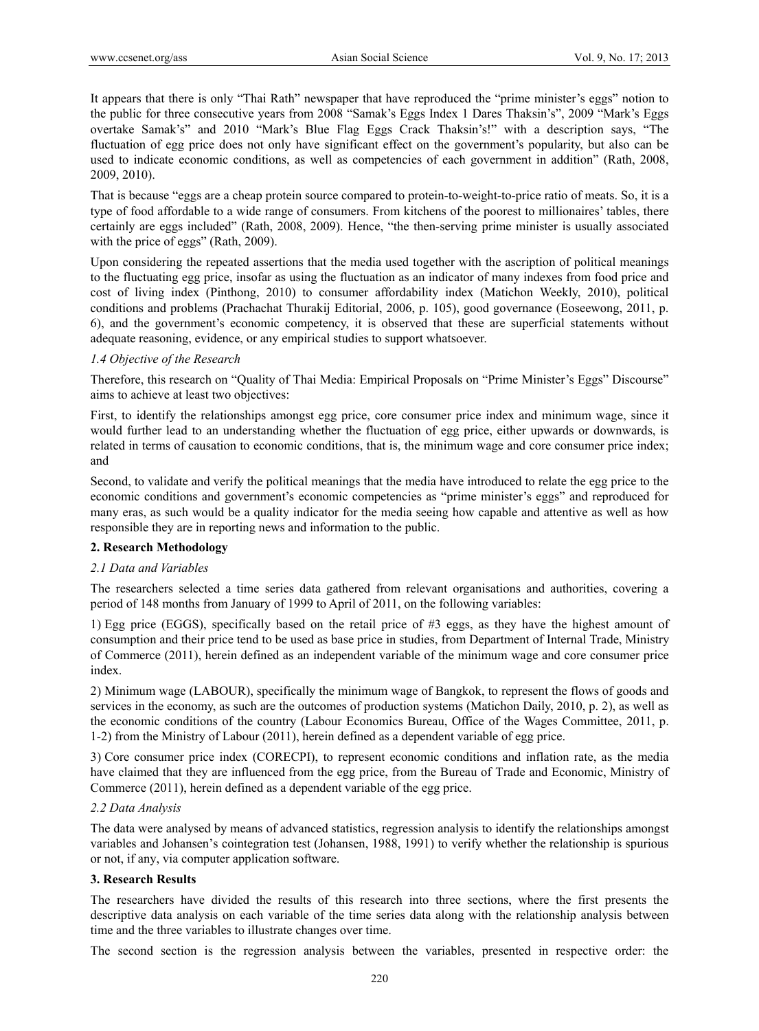It appears that there is only "Thai Rath" newspaper that have reproduced the "prime minister's eggs" notion to the public for three consecutive years from 2008 "Samak's Eggs Index 1 Dares Thaksin's", 2009 "Mark's Eggs overtake Samak's" and 2010 "Mark's Blue Flag Eggs Crack Thaksin's!" with a description says, "The fluctuation of egg price does not only have significant effect on the government's popularity, but also can be used to indicate economic conditions, as well as competencies of each government in addition" (Rath, 2008, 2009, 2010).

That is because "eggs are a cheap protein source compared to protein-to-weight-to-price ratio of meats. So, it is a type of food affordable to a wide range of consumers. From kitchens of the poorest to millionaires' tables, there certainly are eggs included" (Rath, 2008, 2009). Hence, "the then-serving prime minister is usually associated with the price of eggs" (Rath, 2009).

Upon considering the repeated assertions that the media used together with the ascription of political meanings to the fluctuating egg price, insofar as using the fluctuation as an indicator of many indexes from food price and cost of living index (Pinthong, 2010) to consumer affordability index (Matichon Weekly, 2010), political conditions and problems (Prachachat Thurakij Editorial, 2006, p. 105), good governance (Eoseewong, 2011, p. 6), and the government's economic competency, it is observed that these are superficial statements without adequate reasoning, evidence, or any empirical studies to support whatsoever.

### *1.4 Objective of the Research*

Therefore, this research on "Quality of Thai Media: Empirical Proposals on "Prime Minister's Eggs" Discourse" aims to achieve at least two objectives:

First, to identify the relationships amongst egg price, core consumer price index and minimum wage, since it would further lead to an understanding whether the fluctuation of egg price, either upwards or downwards, is related in terms of causation to economic conditions, that is, the minimum wage and core consumer price index; and

Second, to validate and verify the political meanings that the media have introduced to relate the egg price to the economic conditions and government's economic competencies as "prime minister's eggs" and reproduced for many eras, as such would be a quality indicator for the media seeing how capable and attentive as well as how responsible they are in reporting news and information to the public.

## **2. Research Methodology**

### *2.1 Data and Variables*

The researchers selected a time series data gathered from relevant organisations and authorities, covering a period of 148 months from January of 1999 to April of 2011, on the following variables:

1) Egg price (EGGS), specifically based on the retail price of #3 eggs, as they have the highest amount of consumption and their price tend to be used as base price in studies, from Department of Internal Trade, Ministry of Commerce (2011), herein defined as an independent variable of the minimum wage and core consumer price index.

2) Minimum wage (LABOUR), specifically the minimum wage of Bangkok, to represent the flows of goods and services in the economy, as such are the outcomes of production systems (Matichon Daily, 2010, p. 2), as well as the economic conditions of the country (Labour Economics Bureau, Office of the Wages Committee, 2011, p. 1-2) from the Ministry of Labour (2011), herein defined as a dependent variable of egg price.

3) Core consumer price index (CORECPI), to represent economic conditions and inflation rate, as the media have claimed that they are influenced from the egg price, from the Bureau of Trade and Economic, Ministry of Commerce (2011), herein defined as a dependent variable of the egg price.

### *2.2 Data Analysis*

The data were analysed by means of advanced statistics, regression analysis to identify the relationships amongst variables and Johansen's cointegration test (Johansen, 1988, 1991) to verify whether the relationship is spurious or not, if any, via computer application software.

## **3. Research Results**

The researchers have divided the results of this research into three sections, where the first presents the descriptive data analysis on each variable of the time series data along with the relationship analysis between time and the three variables to illustrate changes over time.

The second section is the regression analysis between the variables, presented in respective order: the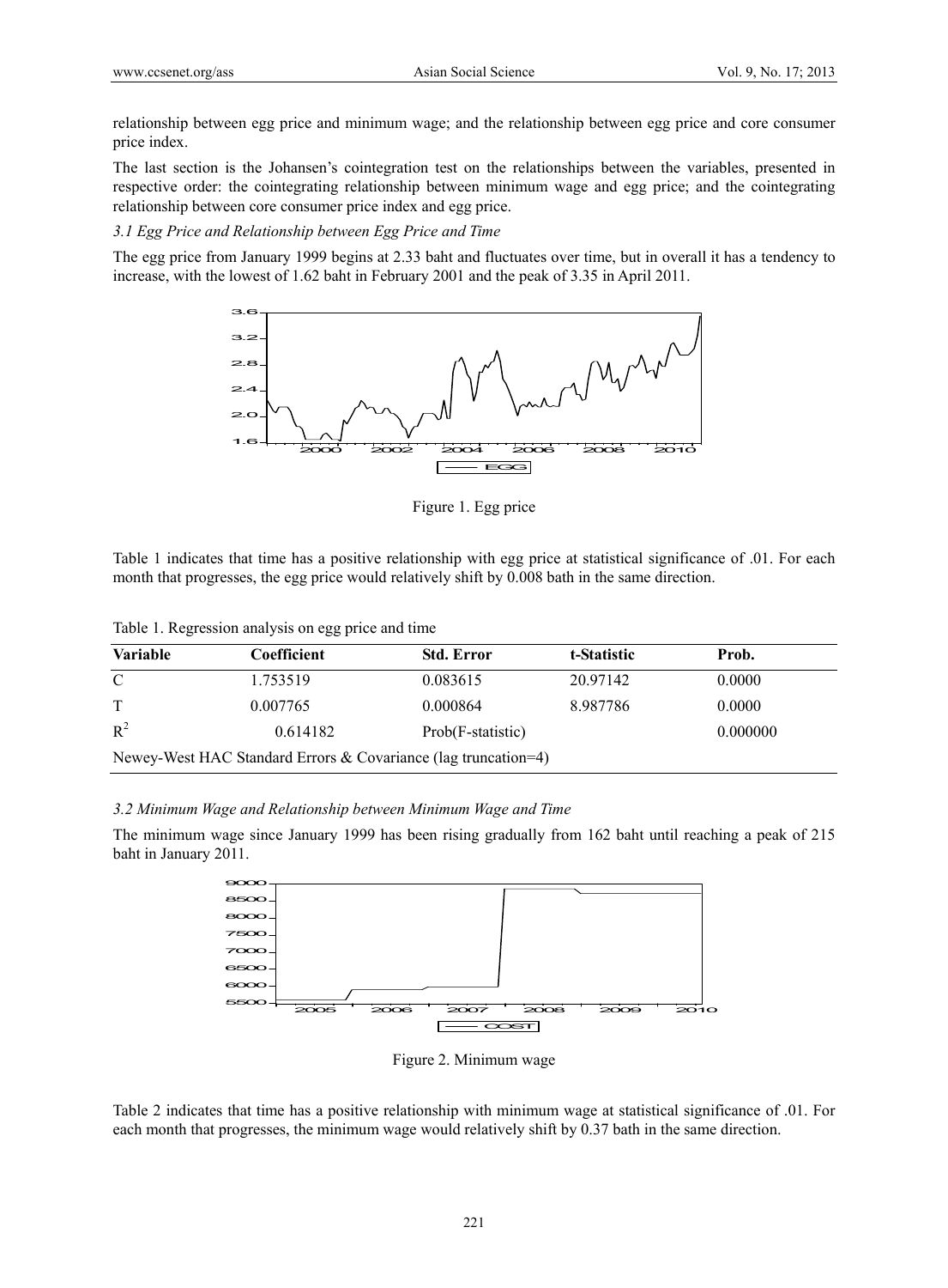relationship between egg price and minimum wage; and the relationship between egg price and core consumer price index.

The last section is the Johansen's cointegration test on the relationships between the variables, presented in respective order: the cointegrating relationship between minimum wage and egg price; and the cointegrating relationship between core consumer price index and egg price.

*3.1 Egg Price and Relationship between Egg Price and Time*

The egg price from January 1999 begins at 2.33 baht and fluctuates over time, but in overall it has a tendency to increase, with the lowest of 1.62 baht in February 2001 and the peak of 3.35 in April 2011.

Figure 1. Egg price

Table 1 indicates that time has a positive relationship with egg price at statistical significance of .01. For each month that progresses, the egg price would relatively shift by 0.008 bath in the same direction.

Table 1. Regression analysis on egg price and time

| Variable | Coefficient | Std. Error | t-Statistic | Prob. |
|---|---|---|---|---|
| C | 1.753519 | 0.083615 | 20.97142 | 0.0000 |
| T | 0.007765 | 0.000864 | 8.987786 | 0.0000 |
| $R^2$ | 0.614182 | Prob(F-statistic) | | 0.000000 |
| Newey-West HAC Standard Errors & Covariance (lag truncation=4) | | | | |

*3.2 Minimum Wage and Relationship between Minimum Wage and Time*

The minimum wage since January 1999 has been rising gradually from 162 baht until reaching a peak of 215 baht in January 2011.

Figure 2. Minimum wage

Table 2 indicates that time has a positive relationship with minimum wage at statistical significance of .01. For each month that progresses, the minimum wage would relatively shift by 0.37 bath in the same direction.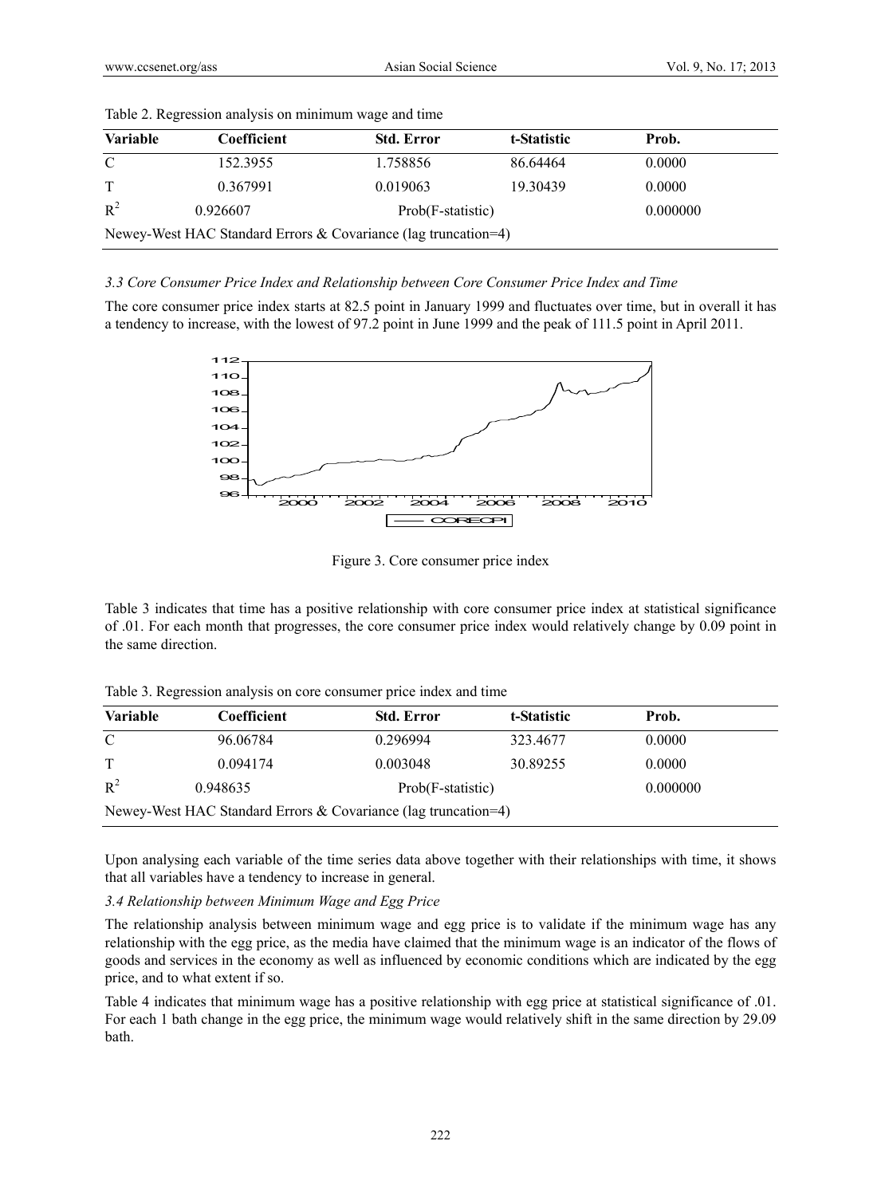Table 2. Regression analysis on minimum wage and time

| Variable | Coefficient | Std. Error | t-Statistic | Prob. |
|---|---|---|---|---|
| C | 152.3955 | 1.758856 | 86.64464 | 0.0000 |
| T | 0.367991 | 0.019063 | 19.30439 | 0.0000 |
| $R^2$ | 0.926607 | Prob(F-statistic) | | 0.000000 |
| Newey-West HAC Standard Errors & Covariance (lag truncation=4) | | | | |

*3.3 Core Consumer Price Index and Relationship between Core Consumer Price Index and Time*

The core consumer price index starts at 82.5 point in January 1999 and fluctuates over time, but in overall it has a tendency to increase, with the lowest of 97.2 point in June 1999 and the peak of 111.5 point in April 2011.

Figure 3. Core consumer price index

Table 3 indicates that time has a positive relationship with core consumer price index at statistical significance of .01. For each month that progresses, the core consumer price index would relatively change by 0.09 point in the same direction.

Table 3. Regression analysis on core consumer price index and time

| Variable | Coefficient | Std. Error | t-Statistic | Prob. |
|---|---|---|---|---|
| C | 96.06784 | 0.296994 | 323.4677 | 0.0000 |
| T | 0.094174 | 0.003048 | 30.89255 | 0.0000 |
| $R^2$ | 0.948635 | Prob(F-statistic) | | 0.000000 |
| Newey-West HAC Standard Errors & Covariance (lag truncation=4) | | | | |

Upon analysing each variable of the time series data above together with their relationships with time, it shows that all variables have a tendency to increase in general.

*3.4 Relationship between Minimum Wage and Egg Price*

The relationship analysis between minimum wage and egg price is to validate if the minimum wage has any relationship with the egg price, as the media have claimed that the minimum wage is an indicator of the flows of goods and services in the economy as well as influenced by economic conditions which are indicated by the egg price, and to what extent if so.

Table 4 indicates that minimum wage has a positive relationship with egg price at statistical significance of .01. For each 1 bath change in the egg price, the minimum wage would relatively shift in the same direction by 29.09 bath.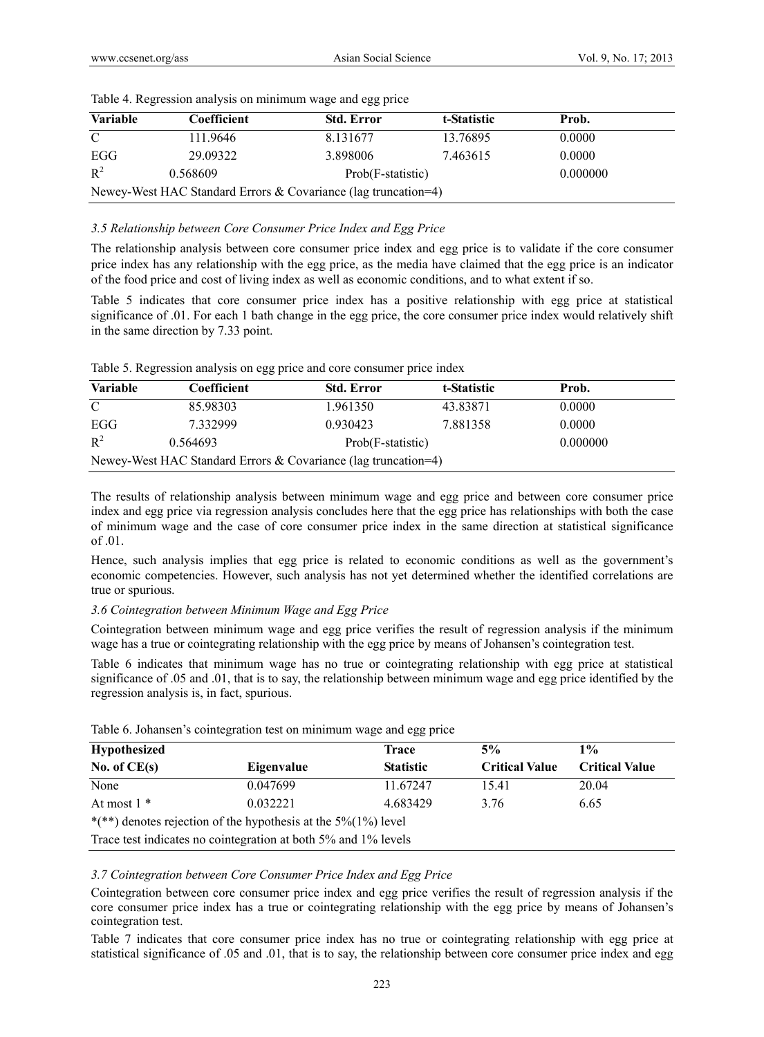Table 4. Regression analysis on minimum wage and egg price

| Variable | Coefficient | Std. Error | t-Statistic | Prob. |
|---|---|---|---|---|
| C | 111.9646 | 8.131677 | 13.76895 | 0.0000 |
| EGG | 29.09322 | 3.898006 | 7.463615 | 0.0000 |
| $R^2$ | 0.568609 | Prob(F-statistic) | | 0.000000 |
| Newey-West HAC Standard Errors & Covariance (lag truncation=4) | | | | |

### *3.5 Relationship between Core Consumer Price Index and Egg Price*

The relationship analysis between core consumer price index and egg price is to validate if the core consumer price index has any relationship with the egg price, as the media have claimed that the egg price is an indicator of the food price and cost of living index as well as economic conditions, and to what extent if so.

Table 5 indicates that core consumer price index has a positive relationship with egg price at statistical significance of .01. For each 1 bath change in the egg price, the core consumer price index would relatively shift in the same direction by 7.33 point.

Table 5. Regression analysis on egg price and core consumer price index

| Variable | Coefficient | Std. Error | t-Statistic | Prob. |
|---|---|---|---|---|
| C | 85.98303 | 1.961350 | 43.83871 | 0.0000 |
| EGG | 7.332999 | 0.930423 | 7.881358 | 0.0000 |
| $R^2$ | 0.564693 | Prob(F-statistic) | | 0.000000 |
| Newey-West HAC Standard Errors & Covariance (lag truncation=4) | | | | |

The results of relationship analysis between minimum wage and egg price and between core consumer price index and egg price via regression analysis concludes here that the egg price has relationships with both the case of minimum wage and the case of core consumer price index in the same direction at statistical significance of .01.

Hence, such analysis implies that egg price is related to economic conditions as well as the government's economic competencies. However, such analysis has not yet determined whether the identified correlations are true or spurious.

### *3.6 Cointegration between Minimum Wage and Egg Price*

Cointegration between minimum wage and egg price verifies the result of regression analysis if the minimum wage has a true or cointegrating relationship with the egg price by means of Johansen's cointegration test.

Table 6 indicates that minimum wage has no true or cointegrating relationship with egg price at statistical significance of .05 and .01, that is to say, the relationship between minimum wage and egg price identified by the regression analysis is, in fact, spurious.

Table 6. Johansen's cointegration test on minimum wage and egg price

| Hypothesized No. of CE(s) | Eigenvalue | Trace Statistic | 5% Critical Value | 1% Critical Value |
|---|---|---|---|---|
| None | 0.047699 | 11.67247 | 15.41 | 20.04 |
| At most 1 * | 0.032221 | 4.683429 | 3.76 | 6.65 |
| *(**) denotes rejection of the hypothesis at the 5%(1%) level | | | | |
| Trace test indicates no cointegration at both 5% and 1% levels | | | | |

### *3.7 Cointegration between Core Consumer Price Index and Egg Price*

Cointegration between core consumer price index and egg price verifies the result of regression analysis if the core consumer price index has a true or cointegrating relationship with the egg price by means of Johansen's cointegration test.

Table 7 indicates that core consumer price index has no true or cointegrating relationship with egg price at statistical significance of .05 and .01, that is to say, the relationship between core consumer price index and egg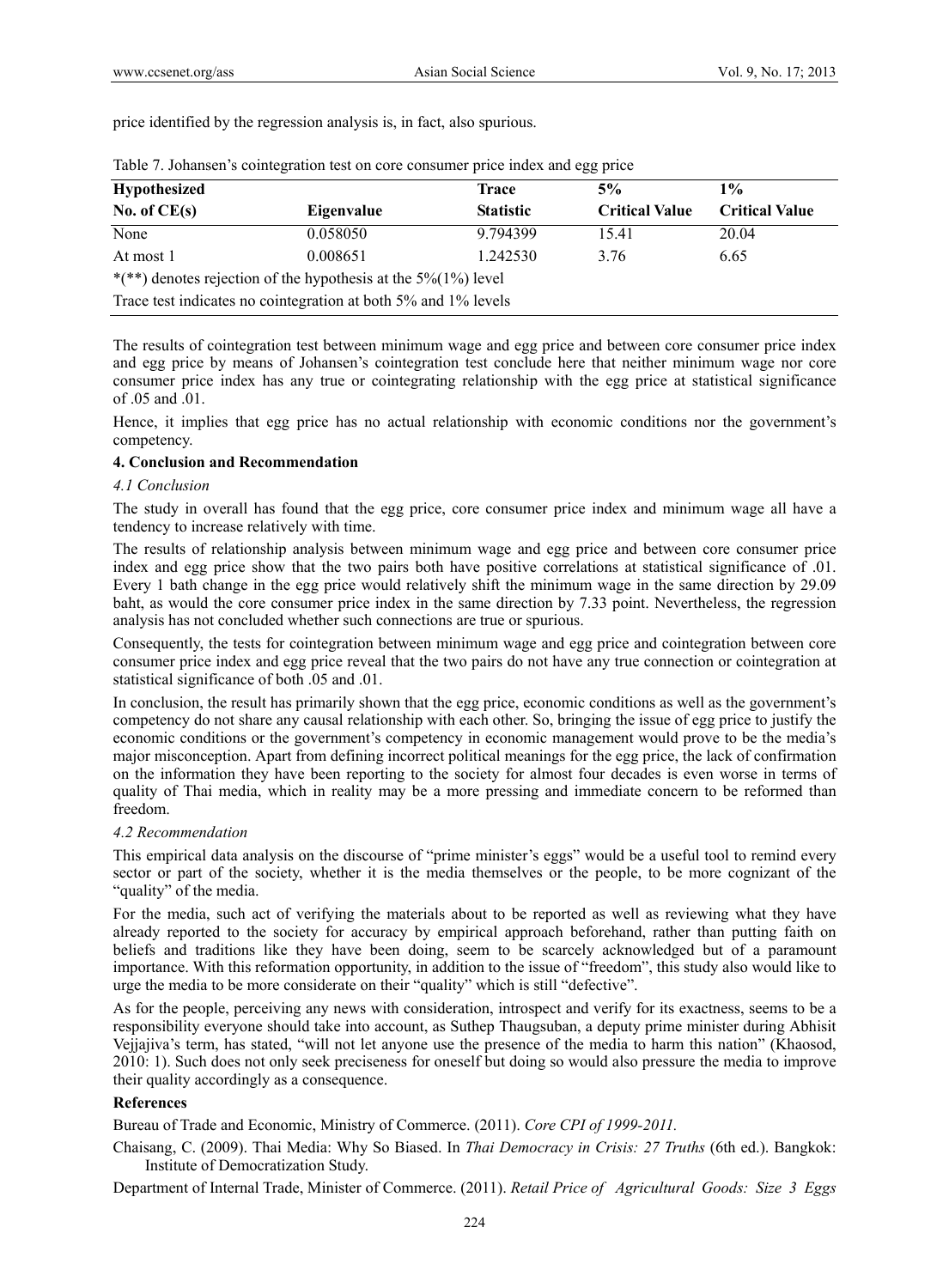price identified by the regression analysis is, in fact, also spurious.

Table 7. Johansen's cointegration test on core consumer price index and egg price

| Hypothesized No. of CE(s) | Eigenvalue | Trace Statistic | 5% Critical Value | 1% Critical Value |
|---|---|---|---|---|
| None | 0.058050 | 9.794399 | 15.41 | 20.04 |
| At most 1 | 0.008651 | 1.242530 | 3.76 | 6.65 |
| *(**) denotes rejection of the hypothesis at the 5%(1%) level | | | | |
| Trace test indicates no cointegration at both 5% and 1% levels | | | | |

The results of cointegration test between minimum wage and egg price and between core consumer price index and egg price by means of Johansen's cointegration test conclude here that neither minimum wage nor core consumer price index has any true or cointegrating relationship with the egg price at statistical significance of .05 and .01.

Hence, it implies that egg price has no actual relationship with economic conditions nor the government's competency.

## 4. Conclusion and Recommendation

### *4.1 Conclusion*

The study in overall has found that the egg price, core consumer price index and minimum wage all have a tendency to increase relatively with time.

The results of relationship analysis between minimum wage and egg price and between core consumer price index and egg price show that the two pairs both have positive correlations at statistical significance of .01. Every 1 bath change in the egg price would relatively shift the minimum wage in the same direction by 29.09 baht, as would the core consumer price index in the same direction by 7.33 point. Nevertheless, the regression analysis has not concluded whether such connections are true or spurious.

Consequently, the tests for cointegration between minimum wage and egg price and cointegration between core consumer price index and egg price reveal that the two pairs do not have any true connection or cointegration at statistical significance of both .05 and .01.

In conclusion, the result has primarily shown that the egg price, economic conditions as well as the government's competency do not share any causal relationship with each other. So, bringing the issue of egg price to justify the economic conditions or the government's competency in economic management would prove to be the media's major misconception. Apart from defining incorrect political meanings for the egg price, the lack of confirmation on the information they have been reporting to the society for almost four decades is even worse in terms of quality of Thai media, which in reality may be a more pressing and immediate concern to be reformed than freedom.

### *4.2 Recommendation*

This empirical data analysis on the discourse of "prime minister's eggs" would be a useful tool to remind every sector or part of the society, whether it is the media themselves or the people, to be more cognizant of the "quality" of the media.

For the media, such act of verifying the materials about to be reported as well as reviewing what they have already reported to the society for accuracy by empirical approach beforehand, rather than putting faith on beliefs and traditions like they have been doing, seem to be scarcely acknowledged but of a paramount importance. With this reformation opportunity, in addition to the issue of "freedom", this study also would like to urge the media to be more considerate on their "quality" which is still "defective".

As for the people, perceiving any news with consideration, introspect and verify for its exactness, seems to be a responsibility everyone should take into account, as Suthep Thaugsuban, a deputy prime minister during Abhisit Vejjajiva's term, has stated, "will not let anyone use the presence of the media to harm this nation" (Khaosod, 2010: 1). Such does not only seek preciseness for oneself but doing so would also pressure the media to improve their quality accordingly as a consequence.

## References

Bureau of Trade and Economic, Ministry of Commerce. (2011). *Core CPI of 1999-2011.*

Chaisang, C. (2009). Thai Media: Why So Biased. In *Thai Democracy in Crisis: 27 Truths* (6th ed.). Bangkok: Institute of Democratization Study.

Department of Internal Trade, Minister of Commerce. (2011). *Retail Price of Agricultural Goods: Size 3 Eggs*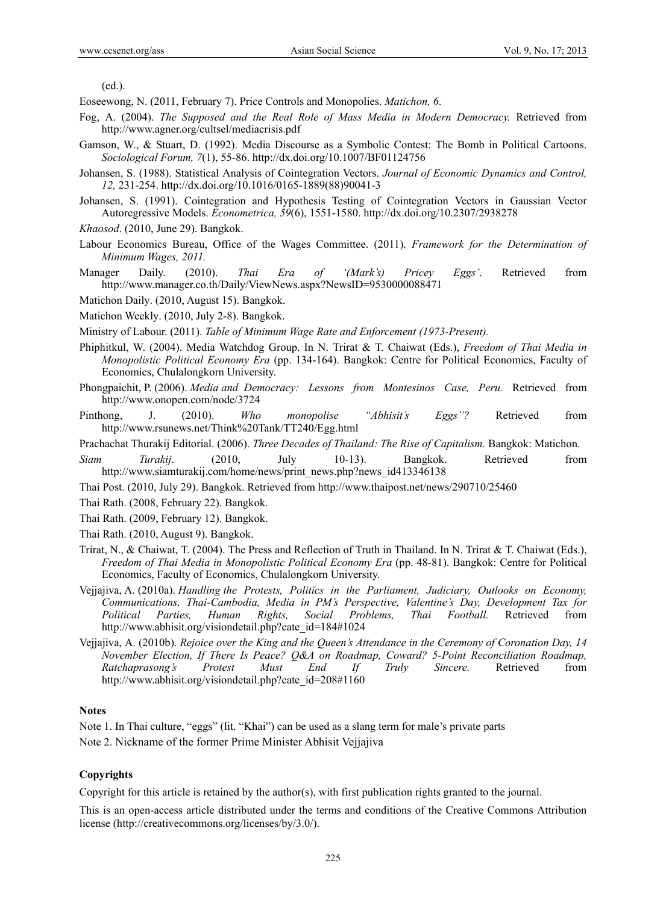(ed.).

Eoseewong, N. (2011, February 7). Price Controls and Monopolies. *Matichon, 6*.

Fog, A. (2004). *The Supposed and the Real Role of Mass Media in Modern Democracy.* Retrieved from http://www.agner.org/cultsel/mediacrisis.pdf

Gamson, W., & Stuart, D. (1992). Media Discourse as a Symbolic Contest: The Bomb in Political Cartoons. *Sociological Forum, 7*(1), 55-86. http://dx.doi.org/10.1007/BF01124756

Johansen, S. (1988). Statistical Analysis of Cointegration Vectors. *Journal of Economic Dynamics and Control, 12,* 231-254. http://dx.doi.org/10.1016/0165-1889(88)90041-3

Johansen, S. (1991). Cointegration and Hypothesis Testing of Cointegration Vectors in Gaussian Vector Autoregressive Models. *Econometrica, 59*(6), 1551-1580. http://dx.doi.org/10.2307/2938278

*Khaosod*. (2010, June 29). Bangkok.

Labour Economics Bureau, Office of the Wages Committee. (2011). *Framework for the Determination of Minimum Wages, 2011.*

Manager Daily. (2010). *Thai Era of '(Mark's) Pricey Eggs'*. Retrieved from http://www.manager.co.th/Daily/ViewNews.aspx?NewsID=9530000088471

Matichon Daily. (2010, August 15). Bangkok.

Matichon Weekly. (2010, July 2-8). Bangkok.

Ministry of Labour. (2011). *Table of Minimum Wage Rate and Enforcement (1973-Present).*

Phiphitkul, W. (2004). Media Watchdog Group. In N. Trirat & T. Chaiwat (Eds.), *Freedom of Thai Media in Monopolistic Political Economy Era* (pp. 134-164). Bangkok: Centre for Political Economics, Faculty of Economics, Chulalongkorn University.

Phongpaichit, P. (2006). *Media and Democracy: Lessons from Montesinos Case, Peru.* Retrieved from http://www.onopen.com/node/3724

Pinthong, J. (2010). *Who monopolise "Abhisit's Eggs"?* Retrieved from http://www.rsunews.net/Think%20Tank/TT240/Egg.html

Prachachat Thurakij Editorial. (2006). *Three Decades of Thailand: The Rise of Capitalism.* Bangkok: Matichon.

*Siam Turakij*. (2010, July 10-13). Bangkok. Retrieved from http://www.siamturakij.com/home/news/print_news.php?news_id413346138

Thai Post. (2010, July 29). Bangkok. Retrieved from http://www.thaipost.net/news/290710/25460

Thai Rath. (2008, February 22). Bangkok.

Thai Rath. (2009, February 12). Bangkok.

Thai Rath. (2010, August 9). Bangkok.

Trirat, N., & Chaiwat, T. (2004). The Press and Reflection of Truth in Thailand. In N. Trirat & T. Chaiwat (Eds.), *Freedom of Thai Media in Monopolistic Political Economy Era* (pp. 48-81). Bangkok: Centre for Political Economics, Faculty of Economics, Chulalongkorn University.

Vejjajiva, A. (2010a). *Handling the Protests, Politics in the Parliament, Judiciary, Outlooks on Economy, Communications, Thai-Cambodia, Media in PM's Perspective, Valentine's Day, Development Tax for Political Parties, Human Rights, Social Problems, Thai Football.* Retrieved from http://www.abhisit.org/visiondetail.php?cate_id=184#1024

Vejjajiva, A. (2010b). *Rejoice over the King and the Queen's Attendance in the Ceremony of Coronation Day, 14 November Election, If There Is Peace? Q&A on Roadmap, Coward? 5-Point Reconciliation Roadmap, Ratchaprasong's Protest Must End If Truly Sincere.* Retrieved from http://www.abhisit.org/visiondetail.php?cate_id=208#1160

### Notes

Note 1. In Thai culture, "eggs" (lit. "Khai") can be used as a slang term for male's private parts

Note 2. Nickname of the former Prime Minister Abhisit Vejjajiva

### Copyrights

Copyright for this article is retained by the author(s), with first publication rights granted to the journal.

This is an open-access article distributed under the terms and conditions of the Creative Commons Attribution license (http://creativecommons.org/licenses/by/3.0/).